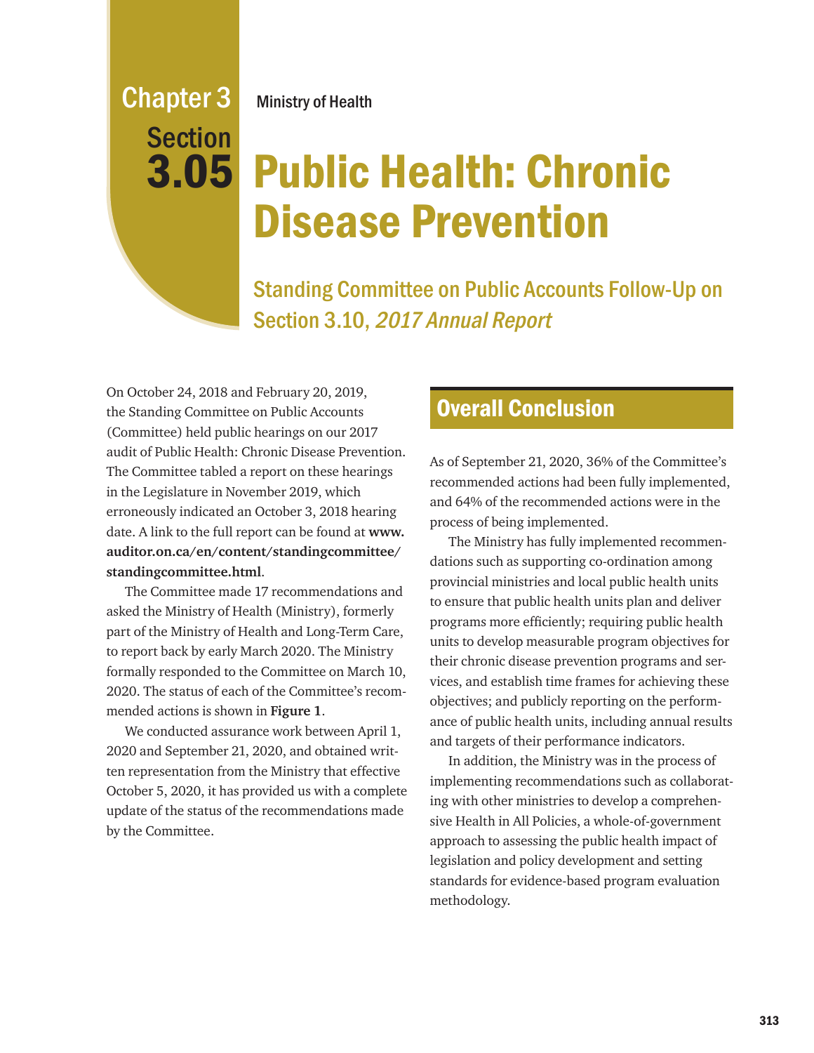Chapter 3
Section
3.05

Ministry of Health

# Public Health: Chronic Disease Prevention

## Standing Committee on Public Accounts Follow-Up on Section 3.10, *2017 Annual Report*

On October 24, 2018 and February 20, 2019, the Standing Committee on Public Accounts (Committee) held public hearings on our 2017 audit of Public Health: Chronic Disease Prevention. The Committee tabled a report on these hearings in the Legislature in November 2019, which erroneously indicated an October 3, 2018 hearing date. A link to the full report can be found at **www.auditor.on.ca/en/content/standingcommittee/standingcommittee.html**.

The Committee made 17 recommendations and asked the Ministry of Health (Ministry), formerly part of the Ministry of Health and Long-Term Care, to report back by early March 2020. The Ministry formally responded to the Committee on March 10, 2020. The status of each of the Committee's recommended actions is shown in **Figure 1**.

We conducted assurance work between April 1, 2020 and September 21, 2020, and obtained written representation from the Ministry that effective October 5, 2020, it has provided us with a complete update of the status of the recommendations made by the Committee.

## Overall Conclusion

As of September 21, 2020, 36% of the Committee's recommended actions had been fully implemented, and 64% of the recommended actions were in the process of being implemented.

The Ministry has fully implemented recommendations such as supporting co-ordination among provincial ministries and local public health units to ensure that public health units plan and deliver programs more efficiently; requiring public health units to develop measurable program objectives for their chronic disease prevention programs and services, and establish time frames for achieving these objectives; and publicly reporting on the performance of public health units, including annual results and targets of their performance indicators.

In addition, the Ministry was in the process of implementing recommendations such as collaborating with other ministries to develop a comprehensive Health in All Policies, a whole-of-government approach to assessing the public health impact of legislation and policy development and setting standards for evidence-based program evaluation methodology.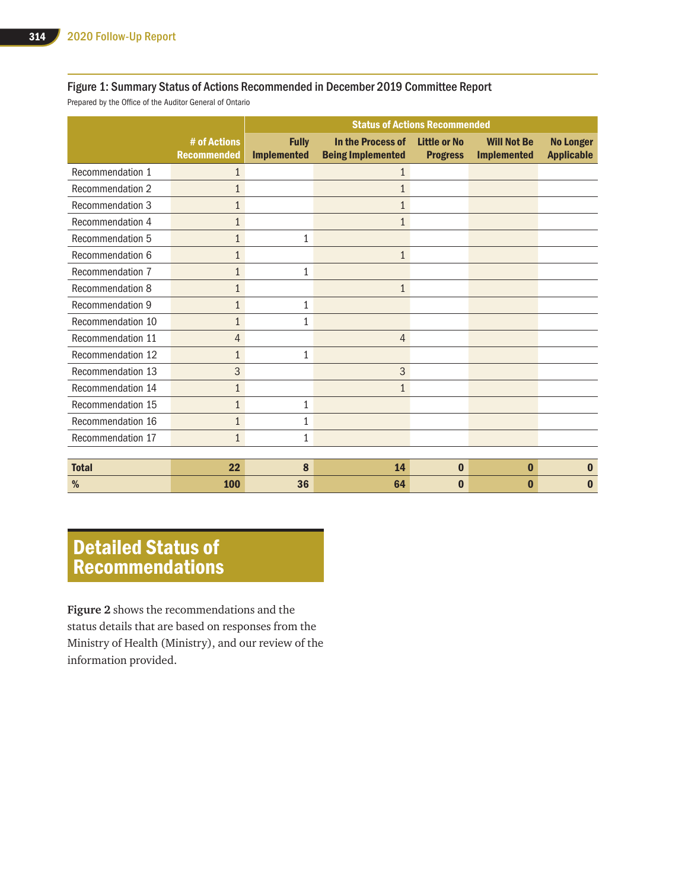## Figure 1: Summary Status of Actions Recommended in December 2019 Committee Report

Prepared by the Office of the Auditor General of Ontario

| | | Status of Actions Recommended | | | | |
|---|---|---|---|---|---|---|
| | # of Actions Recommended | Fully Implemented | In the Process of Being Implemented | Little or No Progress | Will Not Be Implemented | No Longer Applicable |
| Recommendation 1 | 1 | | 1 | | | |
| Recommendation 2 | 1 | | 1 | | | |
| Recommendation 3 | 1 | | 1 | | | |
| Recommendation 4 | 1 | | 1 | | | |
| Recommendation 5 | 1 | 1 | | | | |
| Recommendation 6 | 1 | | 1 | | | |
| Recommendation 7 | 1 | 1 | | | | |
| Recommendation 8 | 1 | | 1 | | | |
| Recommendation 9 | 1 | 1 | | | | |
| Recommendation 10 | 1 | 1 | | | | |
| Recommendation 11 | 4 | | 4 | | | |
| Recommendation 12 | 1 | 1 | | | | |
| Recommendation 13 | 3 | | 3 | | | |
| Recommendation 14 | 1 | | 1 | | | |
| Recommendation 15 | 1 | 1 | | | | |
| Recommendation 16 | 1 | 1 | | | | |
| Recommendation 17 | 1 | 1 | | | | |
| **Total** | **22** | **8** | **14** | **0** | **0** | **0** |
| **%** | **100** | **36** | **64** | **0** | **0** | **0** |

# Detailed Status of Recommendations

**Figure 2** shows the recommendations and the status details that are based on responses from the Ministry of Health (Ministry), and our review of the information provided.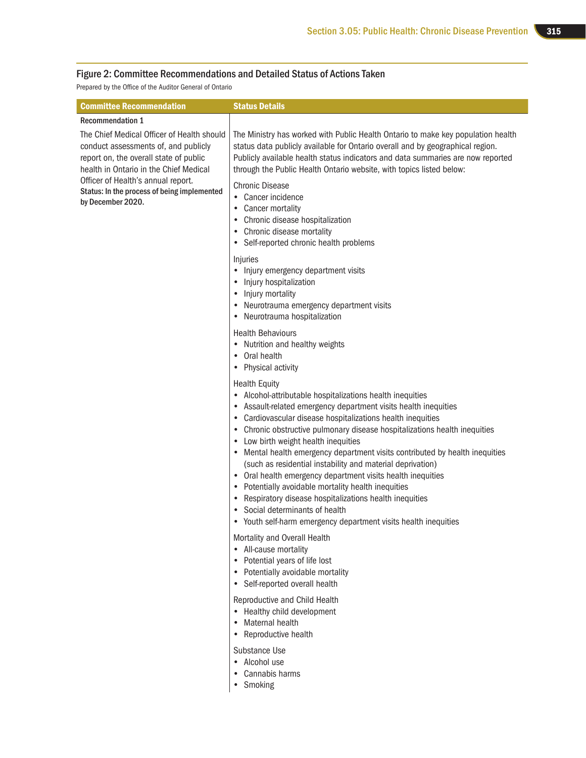## Figure 2: Committee Recommendations and Detailed Status of Actions Taken

Prepared by the Office of the Auditor General of Ontario

| Committee Recommendation | Status Details |
|---|---|
| **Recommendation 1**<br><br>The Chief Medical Officer of Health should conduct assessments of, and publicly report on, the overall state of public health in Ontario in the Chief Medical Officer of Health's annual report.<br>**Status: In the process of being implemented by December 2020.** | The Ministry has worked with Public Health Ontario to make key population health status data publicly available for Ontario overall and by geographical region. Publicly available health status indicators and data summaries are now reported through the Public Health Ontario website, with topics listed below:<br><br>Chronic Disease<br>• Cancer incidence<br>• Cancer mortality<br>• Chronic disease hospitalization<br>• Chronic disease mortality<br>• Self-reported chronic health problems<br><br>Injuries<br>• Injury emergency department visits<br>• Injury hospitalization<br>• Injury mortality<br>• Neurotrauma emergency department visits<br>• Neurotrauma hospitalization<br><br>Health Behaviours<br>• Nutrition and healthy weights<br>• Oral health<br>• Physical activity<br><br>Health Equity<br>• Alcohol-attributable hospitalizations health inequities<br>• Assault-related emergency department visits health inequities<br>• Cardiovascular disease hospitalizations health inequities<br>• Chronic obstructive pulmonary disease hospitalizations health inequities<br>• Low birth weight health inequities<br>• Mental health emergency department visits contributed by health inequities (such as residential instability and material deprivation)<br>• Oral health emergency department visits health inequities<br>• Potentially avoidable mortality health inequities<br>• Respiratory disease hospitalizations health inequities<br>• Social determinants of health<br>• Youth self-harm emergency department visits health inequities<br><br>Mortality and Overall Health<br>• All-cause mortality<br>• Potential years of life lost<br>• Potentially avoidable mortality<br>• Self-reported overall health<br><br>Reproductive and Child Health<br>• Healthy child development<br>• Maternal health<br>• Reproductive health<br><br>Substance Use<br>• Alcohol use<br>• Cannabis harms<br>• Smoking |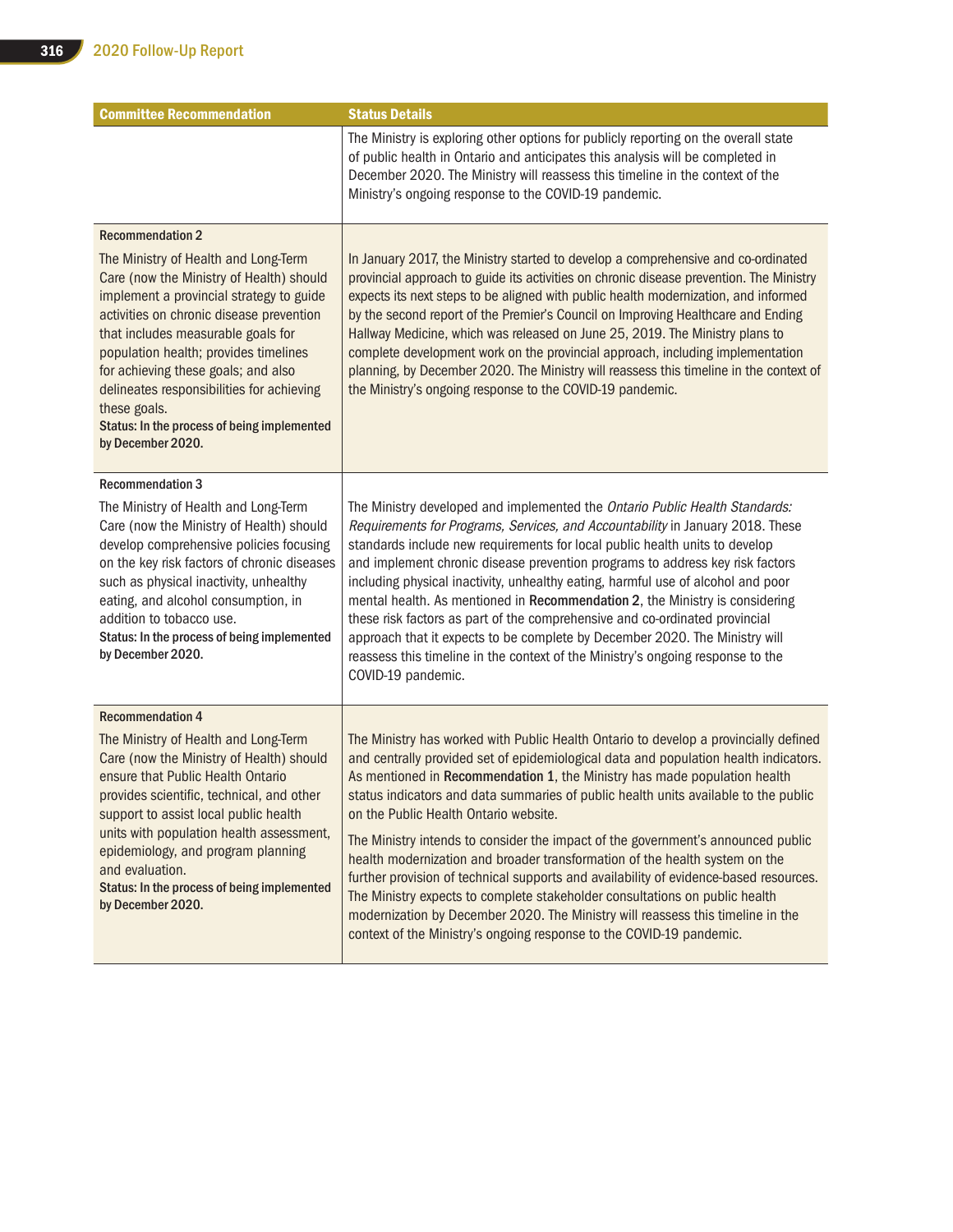| Committee Recommendation | Status Details |
| --- | --- |
| | The Ministry is exploring other options for publicly reporting on the overall state of public health in Ontario and anticipates this analysis will be completed in December 2020. The Ministry will reassess this timeline in the context of the Ministry's ongoing response to the COVID-19 pandemic. |
| **Recommendation 2**<br><br>The Ministry of Health and Long-Term Care (now the Ministry of Health) should implement a provincial strategy to guide activities on chronic disease prevention that includes measurable goals for population health; provides timelines for achieving these goals; and also delineates responsibilities for achieving these goals.<br>**Status: In the process of being implemented by December 2020.** | In January 2017, the Ministry started to develop a comprehensive and co-ordinated provincial approach to guide its activities on chronic disease prevention. The Ministry expects its next steps to be aligned with public health modernization, and informed by the second report of the Premier's Council on Improving Healthcare and Ending Hallway Medicine, which was released on June 25, 2019. The Ministry plans to complete development work on the provincial approach, including implementation planning, by December 2020. The Ministry will reassess this timeline in the context of the Ministry's ongoing response to the COVID-19 pandemic. |
| **Recommendation 3**<br><br>The Ministry of Health and Long-Term Care (now the Ministry of Health) should develop comprehensive policies focusing on the key risk factors of chronic diseases such as physical inactivity, unhealthy eating, and alcohol consumption, in addition to tobacco use.<br>**Status: In the process of being implemented by December 2020.** | The Ministry developed and implemented the *Ontario Public Health Standards: Requirements for Programs, Services, and Accountability* in January 2018. These standards include new requirements for local public health units to develop and implement chronic disease prevention programs to address key risk factors including physical inactivity, unhealthy eating, harmful use of alcohol and poor mental health. As mentioned in **Recommendation 2**, the Ministry is considering these risk factors as part of the comprehensive and co-ordinated provincial approach that it expects to be complete by December 2020. The Ministry will reassess this timeline in the context of the Ministry's ongoing response to the COVID-19 pandemic. |
| **Recommendation 4**<br><br>The Ministry of Health and Long-Term Care (now the Ministry of Health) should ensure that Public Health Ontario provides scientific, technical, and other support to assist local public health units with population health assessment, epidemiology, and program planning and evaluation.<br>**Status: In the process of being implemented by December 2020.** | The Ministry has worked with Public Health Ontario to develop a provincially defined and centrally provided set of epidemiological data and population health indicators. As mentioned in **Recommendation 1**, the Ministry has made population health status indicators and data summaries of public health units available to the public on the Public Health Ontario website.<br><br>The Ministry intends to consider the impact of the government's announced public health modernization and broader transformation of the health system on the further provision of technical supports and availability of evidence-based resources. The Ministry expects to complete stakeholder consultations on public health modernization by December 2020. The Ministry will reassess this timeline in the context of the Ministry's ongoing response to the COVID-19 pandemic. |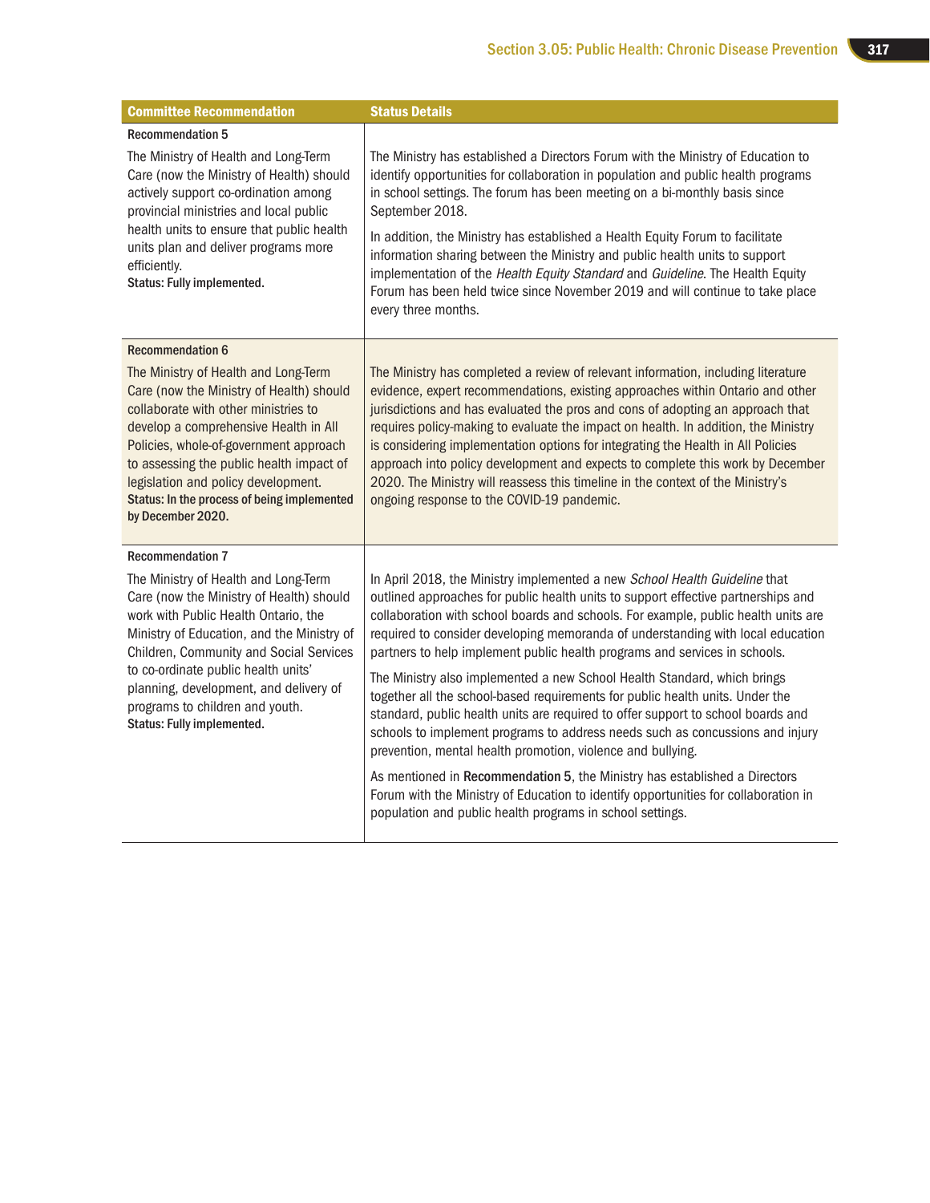| Committee Recommendation | Status Details |
| --- | --- |
| **Recommendation 5**<br>The Ministry of Health and Long-Term Care (now the Ministry of Health) should actively support co-ordination among provincial ministries and local public health units to ensure that public health units plan and deliver programs more efficiently.<br>**Status: Fully implemented.** | The Ministry has established a Directors Forum with the Ministry of Education to identify opportunities for collaboration in population and public health programs in school settings. The forum has been meeting on a bi-monthly basis since September 2018.<br>In addition, the Ministry has established a Health Equity Forum to facilitate information sharing between the Ministry and public health units to support implementation of the *Health Equity Standard* and *Guideline*. The Health Equity Forum has been held twice since November 2019 and will continue to take place every three months. |
| **Recommendation 6**<br>The Ministry of Health and Long-Term Care (now the Ministry of Health) should collaborate with other ministries to develop a comprehensive Health in All Policies, whole-of-government approach to assessing the public health impact of legislation and policy development.<br>**Status: In the process of being implemented by December 2020.** | The Ministry has completed a review of relevant information, including literature evidence, expert recommendations, existing approaches within Ontario and other jurisdictions and has evaluated the pros and cons of adopting an approach that requires policy-making to evaluate the impact on health. In addition, the Ministry is considering implementation options for integrating the Health in All Policies approach into policy development and expects to complete this work by December 2020. The Ministry will reassess this timeline in the context of the Ministry's ongoing response to the COVID-19 pandemic. |
| **Recommendation 7**<br>The Ministry of Health and Long-Term Care (now the Ministry of Health) should work with Public Health Ontario, the Ministry of Education, and the Ministry of Children, Community and Social Services to co-ordinate public health units' planning, development, and delivery of programs to children and youth.<br>**Status: Fully implemented.** | In April 2018, the Ministry implemented a new *School Health Guideline* that outlined approaches for public health units to support effective partnerships and collaboration with school boards and schools. For example, public health units are required to consider developing memoranda of understanding with local education partners to help implement public health programs and services in schools.<br>The Ministry also implemented a new School Health Standard, which brings together all the school-based requirements for public health units. Under the standard, public health units are required to offer support to school boards and schools to implement programs to address needs such as concussions and injury prevention, mental health promotion, violence and bullying.<br>As mentioned in **Recommendation 5**, the Ministry has established a Directors Forum with the Ministry of Education to identify opportunities for collaboration in population and public health programs in school settings. |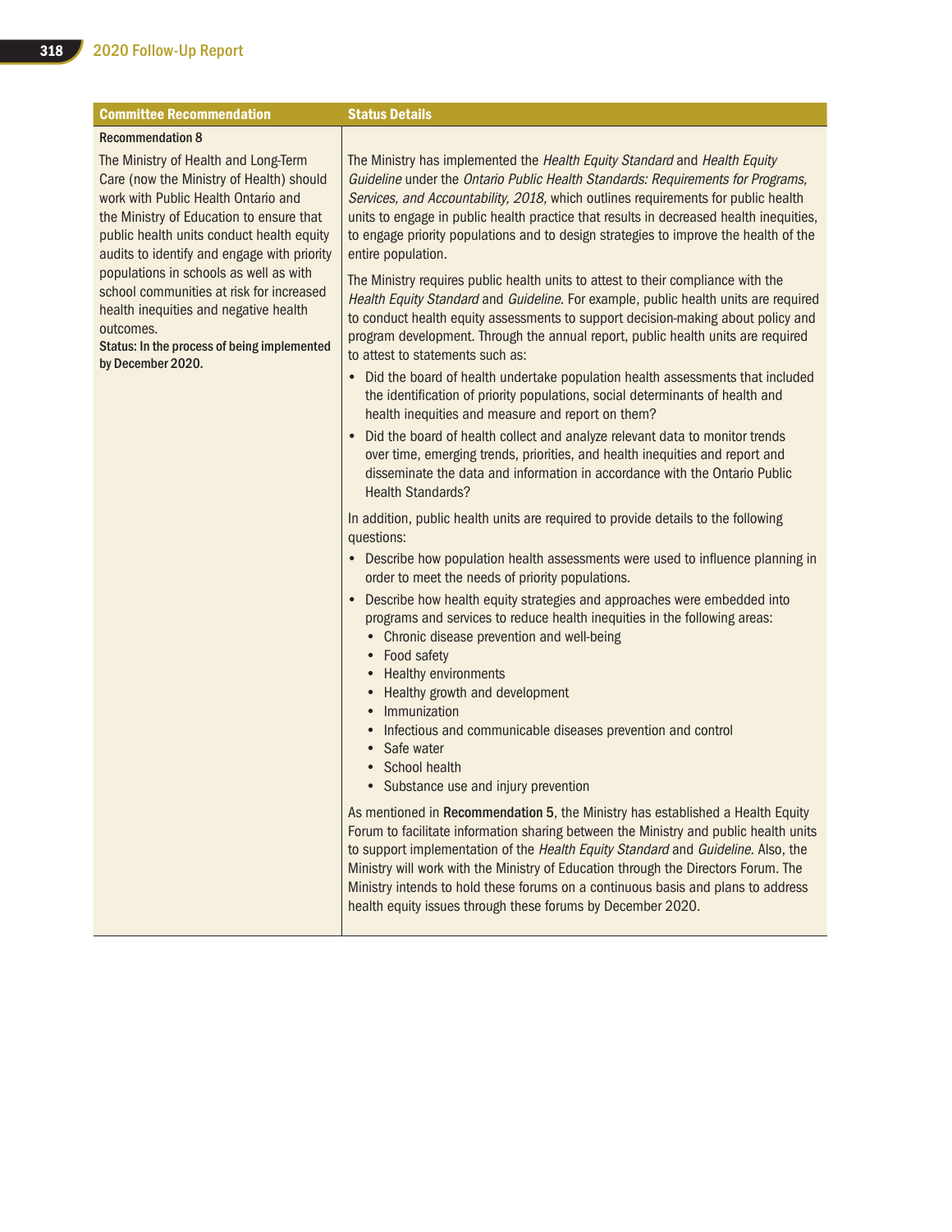| Committee Recommendation | Status Details |
|---|---|
| **Recommendation 8**<br><br>The Ministry of Health and Long-Term Care (now the Ministry of Health) should work with Public Health Ontario and the Ministry of Education to ensure that public health units conduct health equity audits to identify and engage with priority populations in schools as well as with school communities at risk for increased health inequities and negative health outcomes.<br>**Status: In the process of being implemented by December 2020.** | The Ministry has implemented the *Health Equity Standard* and *Health Equity Guideline* under the *Ontario Public Health Standards: Requirements for Programs, Services, and Accountability, 2018*, which outlines requirements for public health units to engage in public health practice that results in decreased health inequities, to engage priority populations and to design strategies to improve the health of the entire population.<br><br>The Ministry requires public health units to attest to their compliance with the *Health Equity Standard* and *Guideline*. For example, public health units are required to conduct health equity assessments to support decision-making about policy and program development. Through the annual report, public health units are required to attest to statements such as:<br>• Did the board of health undertake population health assessments that included the identification of priority populations, social determinants of health and health inequities and measure and report on them?<br>• Did the board of health collect and analyze relevant data to monitor trends over time, emerging trends, priorities, and health inequities and report and disseminate the data and information in accordance with the Ontario Public Health Standards?<br><br>In addition, public health units are required to provide details to the following questions:<br>• Describe how population health assessments were used to influence planning in order to meet the needs of priority populations.<br>• Describe how health equity strategies and approaches were embedded into programs and services to reduce health inequities in the following areas:<br>&nbsp;&nbsp;• Chronic disease prevention and well-being<br>&nbsp;&nbsp;• Food safety<br>&nbsp;&nbsp;• Healthy environments<br>&nbsp;&nbsp;• Healthy growth and development<br>&nbsp;&nbsp;• Immunization<br>&nbsp;&nbsp;• Infectious and communicable diseases prevention and control<br>&nbsp;&nbsp;• Safe water<br>&nbsp;&nbsp;• School health<br>&nbsp;&nbsp;• Substance use and injury prevention<br><br>As mentioned in **Recommendation 5**, the Ministry has established a Health Equity Forum to facilitate information sharing between the Ministry and public health units to support implementation of the *Health Equity Standard* and *Guideline*. Also, the Ministry will work with the Ministry of Education through the Directors Forum. The Ministry intends to hold these forums on a continuous basis and plans to address health equity issues through these forums by December 2020. |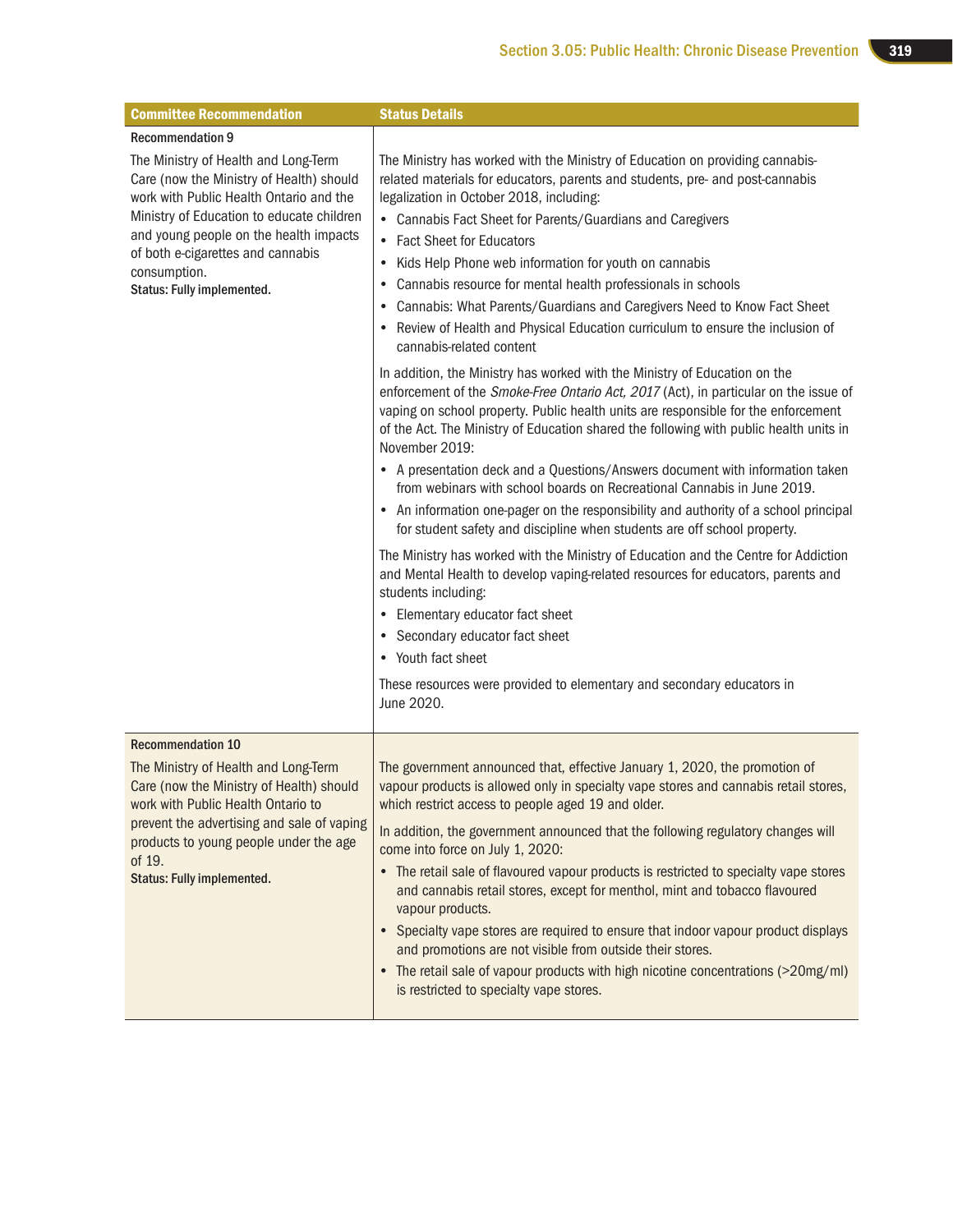| Committee Recommendation | Status Details |
|---|---|
| **Recommendation 9**<br>The Ministry of Health and Long-Term Care (now the Ministry of Health) should work with Public Health Ontario and the Ministry of Education to educate children and young people on the health impacts of both e-cigarettes and cannabis consumption.<br>**Status: Fully implemented.** | The Ministry has worked with the Ministry of Education on providing cannabis-related materials for educators, parents and students, pre- and post-cannabis legalization in October 2018, including:<br>• Cannabis Fact Sheet for Parents/Guardians and Caregivers<br>• Fact Sheet for Educators<br>• Kids Help Phone web information for youth on cannabis<br>• Cannabis resource for mental health professionals in schools<br>• Cannabis: What Parents/Guardians and Caregivers Need to Know Fact Sheet<br>• Review of Health and Physical Education curriculum to ensure the inclusion of cannabis-related content<br><br>In addition, the Ministry has worked with the Ministry of Education on the enforcement of the *Smoke-Free Ontario Act, 2017* (Act), in particular on the issue of vaping on school property. Public health units are responsible for the enforcement of the Act. The Ministry of Education shared the following with public health units in November 2019:<br>• A presentation deck and a Questions/Answers document with information taken from webinars with school boards on Recreational Cannabis in June 2019.<br>• An information one-pager on the responsibility and authority of a school principal for student safety and discipline when students are off school property.<br><br>The Ministry has worked with the Ministry of Education and the Centre for Addiction and Mental Health to develop vaping-related resources for educators, parents and students including:<br>• Elementary educator fact sheet<br>• Secondary educator fact sheet<br>• Youth fact sheet<br><br>These resources were provided to elementary and secondary educators in June 2020. |
| **Recommendation 10**<br>The Ministry of Health and Long-Term Care (now the Ministry of Health) should work with Public Health Ontario to prevent the advertising and sale of vaping products to young people under the age of 19.<br>**Status: Fully implemented.** | The government announced that, effective January 1, 2020, the promotion of vapour products is allowed only in specialty vape stores and cannabis retail stores, which restrict access to people aged 19 and older.<br><br>In addition, the government announced that the following regulatory changes will come into force on July 1, 2020:<br>• The retail sale of flavoured vapour products is restricted to specialty vape stores and cannabis retail stores, except for menthol, mint and tobacco flavoured vapour products.<br>• Specialty vape stores are required to ensure that indoor vapour product displays and promotions are not visible from outside their stores.<br>• The retail sale of vapour products with high nicotine concentrations (>20mg/ml) is restricted to specialty vape stores. |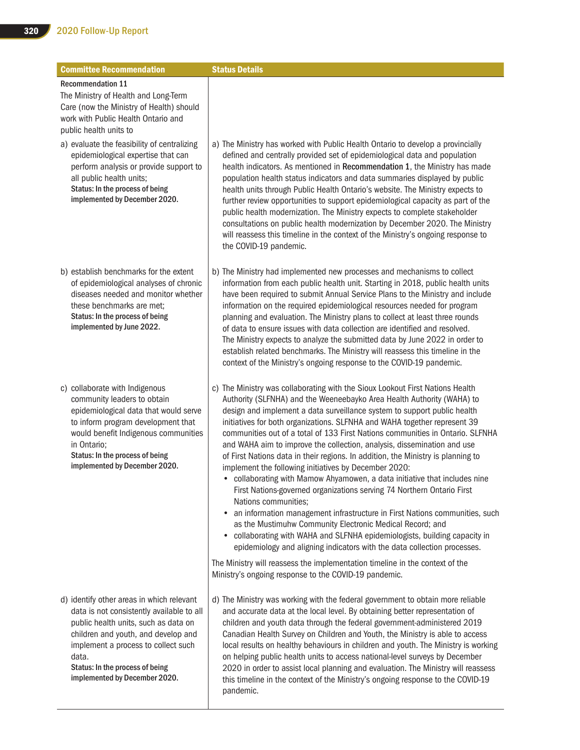| Committee Recommendation | Status Details |
|---|---|
| **Recommendation 11**<br>The Ministry of Health and Long-Term Care (now the Ministry of Health) should work with Public Health Ontario and public health units to | |
| a) evaluate the feasibility of centralizing epidemiological expertise that can perform analysis or provide support to all public health units;<br>**Status: In the process of being implemented by December 2020.** | a) The Ministry has worked with Public Health Ontario to develop a provincially defined and centrally provided set of epidemiological data and population health indicators. As mentioned in **Recommendation 1**, the Ministry has made population health status indicators and data summaries displayed by public health units through Public Health Ontario's website. The Ministry expects to further review opportunities to support epidemiological capacity as part of the public health modernization. The Ministry expects to complete stakeholder consultations on public health modernization by December 2020. The Ministry will reassess this timeline in the context of the Ministry's ongoing response to the COVID-19 pandemic. |
| b) establish benchmarks for the extent of epidemiological analyses of chronic diseases needed and monitor whether these benchmarks are met;<br>**Status: In the process of being implemented by June 2022.** | b) The Ministry had implemented new processes and mechanisms to collect information from each public health unit. Starting in 2018, public health units have been required to submit Annual Service Plans to the Ministry and include information on the required epidemiological resources needed for program planning and evaluation. The Ministry plans to collect at least three rounds of data to ensure issues with data collection are identified and resolved. The Ministry expects to analyze the submitted data by June 2022 in order to establish related benchmarks. The Ministry will reassess this timeline in the context of the Ministry's ongoing response to the COVID-19 pandemic. |
| c) collaborate with Indigenous community leaders to obtain epidemiological data that would serve to inform program development that would benefit Indigenous communities in Ontario;<br>**Status: In the process of being implemented by December 2020.** | c) The Ministry was collaborating with the Sioux Lookout First Nations Health Authority (SLFNHA) and the Weeneebayko Area Health Authority (WAHA) to design and implement a data surveillance system to support public health initiatives for both organizations. SLFNHA and WAHA together represent 39 communities out of a total of 133 First Nations communities in Ontario. SLFNHA and WAHA aim to improve the collection, analysis, dissemination and use of First Nations data in their regions. In addition, the Ministry is planning to implement the following initiatives by December 2020:<br>• collaborating with Mamow Ahyamowen, a data initiative that includes nine First Nations-governed organizations serving 74 Northern Ontario First Nations communities;<br>• an information management infrastructure in First Nations communities, such as the Mustimuhw Community Electronic Medical Record; and<br>• collaborating with WAHA and SLFNHA epidemiologists, building capacity in epidemiology and aligning indicators with the data collection processes.<br><br>The Ministry will reassess the implementation timeline in the context of the Ministry's ongoing response to the COVID-19 pandemic. |
| d) identify other areas in which relevant data is not consistently available to all public health units, such as data on children and youth, and develop and implement a process to collect such data.<br>**Status: In the process of being implemented by December 2020.** | d) The Ministry was working with the federal government to obtain more reliable and accurate data at the local level. By obtaining better representation of children and youth data through the federal government-administered 2019 Canadian Health Survey on Children and Youth, the Ministry is able to access local results on healthy behaviours in children and youth. The Ministry is working on helping public health units to access national-level surveys by December 2020 in order to assist local planning and evaluation. The Ministry will reassess this timeline in the context of the Ministry's ongoing response to the COVID-19 pandemic. |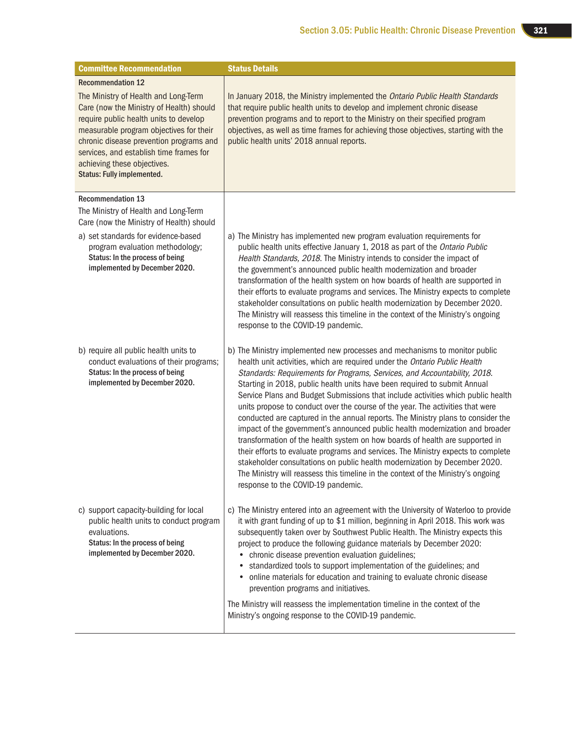| Committee Recommendation | Status Details |
|---|---|
| **Recommendation 12**<br>The Ministry of Health and Long-Term Care (now the Ministry of Health) should require public health units to develop measurable program objectives for their chronic disease prevention programs and services, and establish time frames for achieving these objectives.<br>**Status: Fully implemented.** | In January 2018, the Ministry implemented the *Ontario Public Health Standards* that require public health units to develop and implement chronic disease prevention programs and to report to the Ministry on their specified program objectives, as well as time frames for achieving those objectives, starting with the public health units' 2018 annual reports. |
| **Recommendation 13**<br>The Ministry of Health and Long-Term Care (now the Ministry of Health) should | |
| a) set standards for evidence-based program evaluation methodology;<br>**Status: In the process of being implemented by December 2020.** | a) The Ministry has implemented new program evaluation requirements for public health units effective January 1, 2018 as part of the *Ontario Public Health Standards, 2018*. The Ministry intends to consider the impact of the government's announced public health modernization and broader transformation of the health system on how boards of health are supported in their efforts to evaluate programs and services. The Ministry expects to complete stakeholder consultations on public health modernization by December 2020. The Ministry will reassess this timeline in the context of the Ministry's ongoing response to the COVID-19 pandemic. |
| b) require all public health units to conduct evaluations of their programs;<br>**Status: In the process of being implemented by December 2020.** | b) The Ministry implemented new processes and mechanisms to monitor public health unit activities, which are required under the *Ontario Public Health Standards: Requirements for Programs, Services, and Accountability, 2018*. Starting in 2018, public health units have been required to submit Annual Service Plans and Budget Submissions that include activities which public health units propose to conduct over the course of the year. The activities that were conducted are captured in the annual reports. The Ministry plans to consider the impact of the government's announced public health modernization and broader transformation of the health system on how boards of health are supported in their efforts to evaluate programs and services. The Ministry expects to complete stakeholder consultations on public health modernization by December 2020. The Ministry will reassess this timeline in the context of the Ministry's ongoing response to the COVID-19 pandemic. |
| c) support capacity-building for local public health units to conduct program evaluations.<br>**Status: In the process of being implemented by December 2020.** | c) The Ministry entered into an agreement with the University of Waterloo to provide it with grant funding of up to $1 million, beginning in April 2018. This work was subsequently taken over by Southwest Public Health. The Ministry expects this project to produce the following guidance materials by December 2020:<br>• chronic disease prevention evaluation guidelines;<br>• standardized tools to support implementation of the guidelines; and<br>• online materials for education and training to evaluate chronic disease prevention programs and initiatives.<br><br>The Ministry will reassess the implementation timeline in the context of the Ministry's ongoing response to the COVID-19 pandemic. |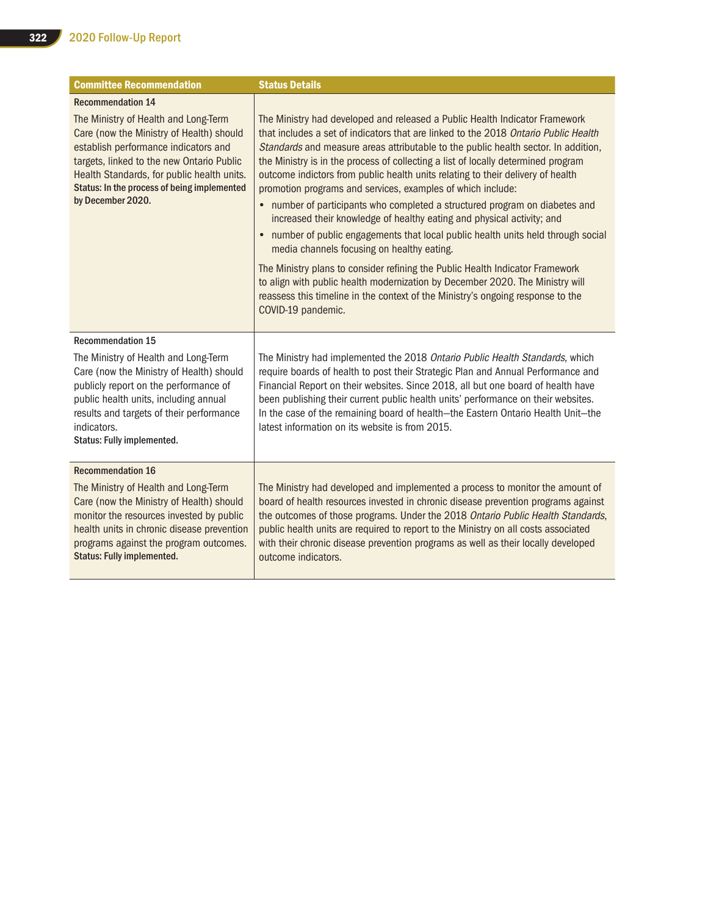| Committee Recommendation | Status Details |
|---|---|
| **Recommendation 14**<br><br>The Ministry of Health and Long-Term Care (now the Ministry of Health) should establish performance indicators and targets, linked to the new Ontario Public Health Standards, for public health units.<br>**Status: In the process of being implemented by December 2020.** | The Ministry had developed and released a Public Health Indicator Framework that includes a set of indicators that are linked to the 2018 *Ontario Public Health Standards* and measure areas attributable to the public health sector. In addition, the Ministry is in the process of collecting a list of locally determined program outcome indictors from public health units relating to their delivery of health promotion programs and services, examples of which include:<br>• number of participants who completed a structured program on diabetes and increased their knowledge of healthy eating and physical activity; and<br>• number of public engagements that local public health units held through social media channels focusing on healthy eating.<br><br>The Ministry plans to consider refining the Public Health Indicator Framework to align with public health modernization by December 2020. The Ministry will reassess this timeline in the context of the Ministry's ongoing response to the COVID-19 pandemic. |
| **Recommendation 15**<br><br>The Ministry of Health and Long-Term Care (now the Ministry of Health) should publicly report on the performance of public health units, including annual results and targets of their performance indicators.<br>**Status: Fully implemented.** | The Ministry had implemented the 2018 *Ontario Public Health Standards*, which require boards of health to post their Strategic Plan and Annual Performance and Financial Report on their websites. Since 2018, all but one board of health have been publishing their current public health units' performance on their websites. In the case of the remaining board of health—the Eastern Ontario Health Unit—the latest information on its website is from 2015. |
| **Recommendation 16**<br><br>The Ministry of Health and Long-Term Care (now the Ministry of Health) should monitor the resources invested by public health units in chronic disease prevention programs against the program outcomes.<br>**Status: Fully implemented.** | The Ministry had developed and implemented a process to monitor the amount of board of health resources invested in chronic disease prevention programs against the outcomes of those programs. Under the 2018 *Ontario Public Health Standards*, public health units are required to report to the Ministry on all costs associated with their chronic disease prevention programs as well as their locally developed outcome indicators. |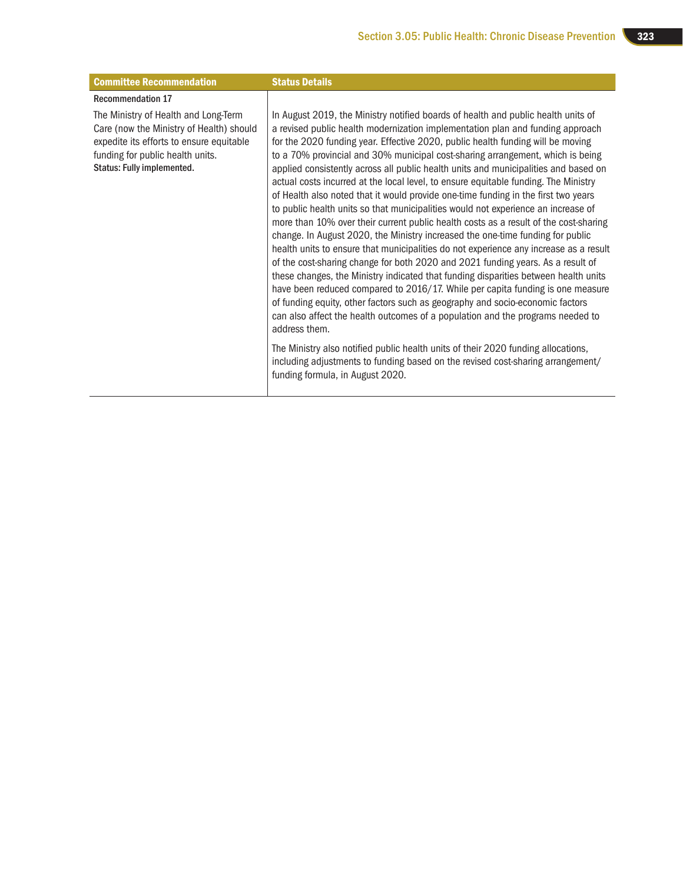| Committee Recommendation | Status Details |
|---|---|
| **Recommendation 17**<br><br>The Ministry of Health and Long-Term Care (now the Ministry of Health) should expedite its efforts to ensure equitable funding for public health units.<br>**Status: Fully implemented.** | In August 2019, the Ministry notified boards of health and public health units of a revised public health modernization implementation plan and funding approach for the 2020 funding year. Effective 2020, public health funding will be moving to a 70% provincial and 30% municipal cost-sharing arrangement, which is being applied consistently across all public health units and municipalities and based on actual costs incurred at the local level, to ensure equitable funding. The Ministry of Health also noted that it would provide one-time funding in the first two years to public health units so that municipalities would not experience an increase of more than 10% over their current public health costs as a result of the cost-sharing change. In August 2020, the Ministry increased the one-time funding for public health units to ensure that municipalities do not experience any increase as a result of the cost-sharing change for both 2020 and 2021 funding years. As a result of these changes, the Ministry indicated that funding disparities between health units have been reduced compared to 2016/17. While per capita funding is one measure of funding equity, other factors such as geography and socio-economic factors can also affect the health outcomes of a population and the programs needed to address them.<br><br>The Ministry also notified public health units of their 2020 funding allocations, including adjustments to funding based on the revised cost-sharing arrangement/funding formula, in August 2020. |